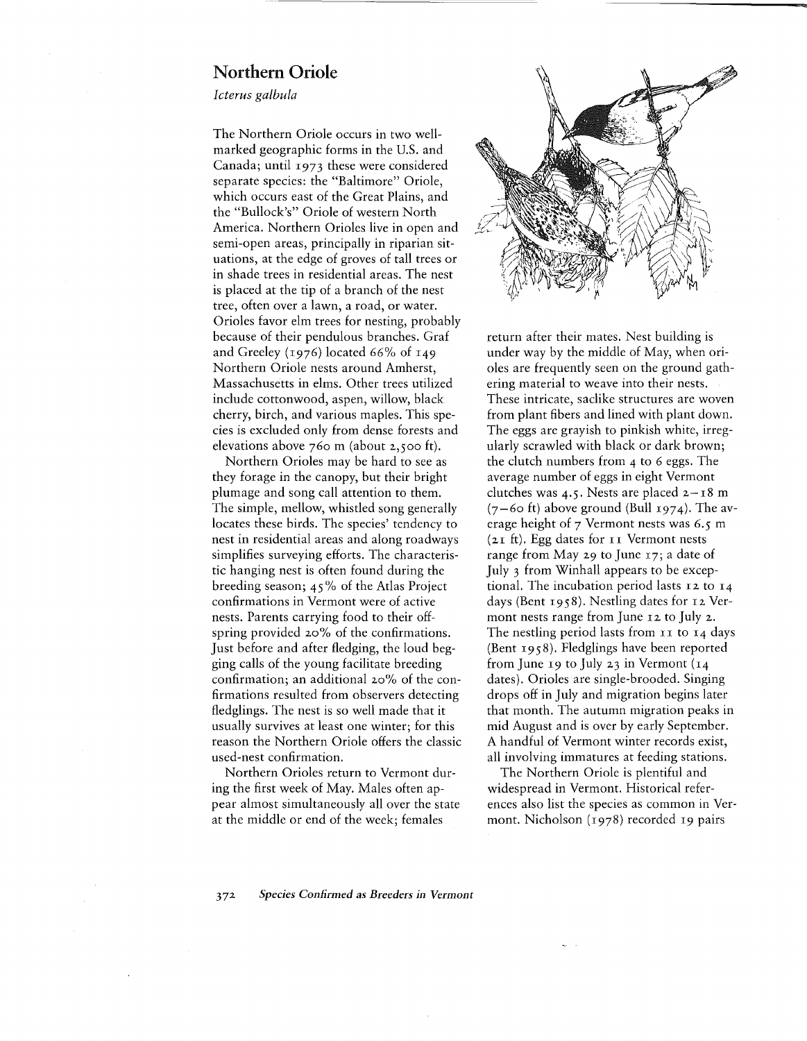# Northern Oriole

*Icterus galbula*

The Northern Oriole occurs in two well-marked geographic forms in the U.S. and Canada; until 1973 these were considered separate species: the "Baltimore" Oriole, which occurs east of the Great Plains, and the "Bullock's" Oriole of western North America. Northern Orioles live in open and semi-open areas, principally in riparian situations, at the edge of groves of tall trees or in shade trees in residential areas. The nest is placed at the tip of a branch of the nest tree, often over a lawn, a road, or water. Orioles favor elm trees for nesting, probably because of their pendulous branches. Graf and Greeley (1976) located 66% of 149 Northern Oriole nests around Amherst, Massachusetts in elms. Other trees utilized include cottonwood, aspen, willow, black cherry, birch, and various maples. This species is excluded only from dense forests and elevations above 760 m (about 2,500 ft).

Northern Orioles may be hard to see as they forage in the canopy, but their bright plumage and song call attention to them. The simple, mellow, whistled song generally locates these birds. The species' tendency to nest in residential areas and along roadways simplifies surveying efforts. The characteristic hanging nest is often found during the breeding season; 45% of the Atlas Project confirmations in Vermont were of active nests. Parents carrying food to their offspring provided 20% of the confirmations. Just before and after fledging, the loud begging calls of the young facilitate breeding confirmation; an additional 20% of the confirmations resulted from observers detecting fledglings. The nest is so well made that it usually survives at least one winter; for this reason the Northern Oriole offers the classic used-nest confirmation.

Northern Orioles return to Vermont during the first week of May. Males often appear almost simultaneously all over the state at the middle or end of the week; females return after their mates. Nest building is under way by the middle of May, when orioles are frequently seen on the ground gathering material to weave into their nests. These intricate, saclike structures are woven from plant fibers and lined with plant down. The eggs are grayish to pinkish white, irregularly scrawled with black or dark brown; the clutch numbers from 4 to 6 eggs. The average number of eggs in eight Vermont clutches was 4.5. Nests are placed 2–18 m (7–60 ft) above ground (Bull 1974). The average height of 7 Vermont nests was 6.5 m (21 ft). Egg dates for 11 Vermont nests range from May 29 to June 17; a date of July 3 from Winhall appears to be exceptional. The incubation period lasts 12 to 14 days (Bent 1958). Nestling dates for 12 Vermont nests range from June 12 to July 2. The nestling period lasts from 11 to 14 days (Bent 1958). Fledglings have been reported from June 19 to July 23 in Vermont (14 dates). Orioles are single-brooded. Singing drops off in July and migration begins later that month. The autumn migration peaks in mid August and is over by early September. A handful of Vermont winter records exist, all involving immatures at feeding stations.

The Northern Oriole is plentiful and widespread in Vermont. Historical references also list the species as common in Vermont. Nicholson (1978) recorded 19 pairs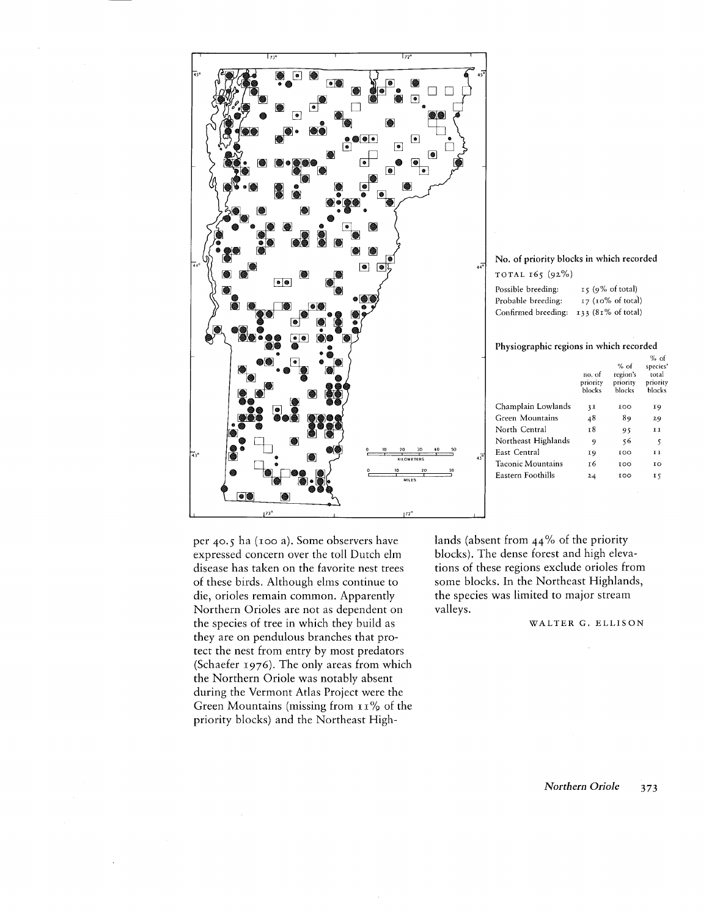73° 72°

45° 45°

44° 44°

43° 43°

0 10 20 30 40 50
KILOMETERS

0 10 20 30
MILES

**No. of priority blocks in which recorded**

TOTAL 165 (92%)

| | |
|---|---|
| Possible breeding: | 15 (9% of total) |
| Probable breeding: | 17 (10% of total) |
| Confirmed breeding: | 133 (81% of total) |

**Physiographic regions in which recorded**

| | no. of priority blocks | % of region's priority blocks | % of species' total priority blocks |
|---|---|---|---|
| Champlain Lowlands | 31 | 100 | 19 |
| Green Mountains | 48 | 89 | 29 |
| North Central | 18 | 95 | 11 |
| Northeast Highlands | 9 | 56 | 5 |
| East Central | 19 | 100 | 11 |
| Taconic Mountains | 16 | 100 | 10 |
| Eastern Foothills | 24 | 100 | 15 |

per 40.5 ha (100 a). Some observers have expressed concern over the toll Dutch elm disease has taken on the favorite nest trees of these birds. Although elms continue to die, orioles remain common. Apparently Northern Orioles are not as dependent on the species of tree in which they build as they are on pendulous branches that protect the nest from entry by most predators (Schaefer 1976). The only areas from which the Northern Oriole was notably absent during the Vermont Atlas Project were the Green Mountains (missing from 11% of the priority blocks) and the Northeast Highlands (absent from 44% of the priority blocks). The dense forest and high elevations of these regions exclude orioles from some blocks. In the Northeast Highlands, the species was limited to major stream valleys.

WALTER G. ELLISON